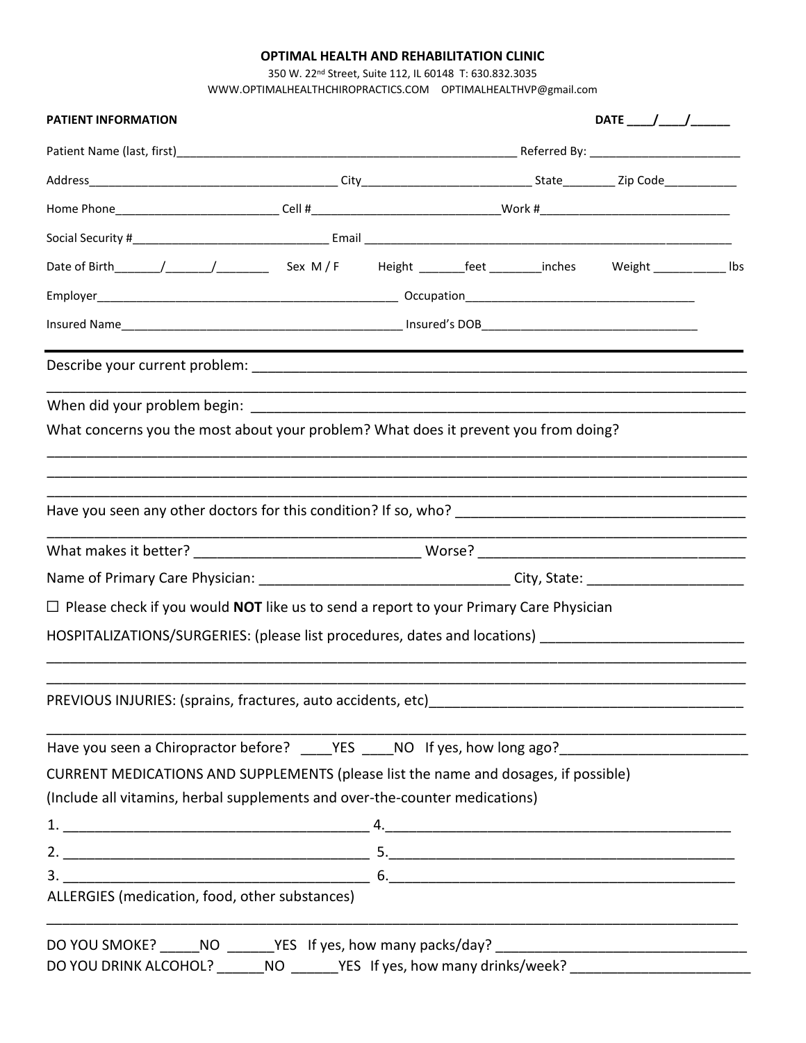**OPTIMAL HEALTH AND REHABILITATION CLINIC**

350 W. 22nd Street, Suite 112, IL 60148 T: 630.832.3035

WWW.OPTIMALHEALTHCHIROPRACTICS.COM OPTIMALHEALTHVP@gmail.com

**PATIENT INFORMATION** **DATE \_\_\_\_/\_\_\_\_/\_\_\_\_\_\_**

Patient Name (last, first)\_\_\_\_\_\_\_\_\_\_\_\_\_\_\_\_\_\_\_\_\_\_\_\_\_\_\_\_\_\_\_\_\_\_\_\_\_\_\_\_\_\_\_\_\_\_\_\_\_\_\_\_ Referred By: \_\_\_\_\_\_\_\_\_\_\_\_\_\_\_\_\_\_\_\_\_\_\_\_

Address\_\_\_\_\_\_\_\_\_\_\_\_\_\_\_\_\_\_\_\_\_\_\_\_\_\_\_\_\_\_\_\_\_\_\_\_\_\_ City\_\_\_\_\_\_\_\_\_\_\_\_\_\_\_\_\_\_\_\_\_\_\_\_\_\_ State\_\_\_\_\_\_\_\_ Zip Code\_\_\_\_\_\_\_\_\_\_\_

Home Phone\_\_\_\_\_\_\_\_\_\_\_\_\_\_\_\_\_\_\_\_\_\_\_\_\_\_ Cell #\_\_\_\_\_\_\_\_\_\_\_\_\_\_\_\_\_\_\_\_\_\_\_\_\_\_\_\_\_Work #\_\_\_\_\_\_\_\_\_\_\_\_\_\_\_\_\_\_\_\_\_\_\_\_\_\_\_\_\_\_

Social Security #\_\_\_\_\_\_\_\_\_\_\_\_\_\_\_\_\_\_\_\_\_\_\_\_\_\_\_\_\_\_ Email \_\_\_\_\_\_\_\_\_\_\_\_\_\_\_\_\_\_\_\_\_\_\_\_\_\_\_\_\_\_\_\_\_\_\_\_\_\_\_\_\_\_\_\_\_\_\_\_\_\_\_\_\_\_\_\_\_\_\_

Date of Birth\_\_\_\_\_\_\_/\_\_\_\_\_\_\_/\_\_\_\_\_\_\_\_ Sex M / F Height \_\_\_\_\_\_\_feet \_\_\_\_\_\_\_\_inches Weight \_\_\_\_\_\_\_\_\_\_\_ lbs

Employer\_\_\_\_\_\_\_\_\_\_\_\_\_\_\_\_\_\_\_\_\_\_\_\_\_\_\_\_\_\_\_\_\_\_\_\_\_\_\_\_\_\_\_\_\_\_ Occupation\_\_\_\_\_\_\_\_\_\_\_\_\_\_\_\_\_\_\_\_\_\_\_\_\_\_\_\_\_\_\_\_\_\_\_

Insured Name\_\_\_\_\_\_\_\_\_\_\_\_\_\_\_\_\_\_\_\_\_\_\_\_\_\_\_\_\_\_\_\_\_\_\_\_\_\_\_\_\_\_\_ Insured's DOB\_\_\_\_\_\_\_\_\_\_\_\_\_\_\_\_\_\_\_\_\_\_\_\_\_\_\_\_\_\_\_\_\_

---

Describe your current problem: \_\_\_\_\_\_\_\_\_\_\_\_\_\_\_\_\_\_\_\_\_\_\_\_\_\_\_\_\_\_\_\_\_\_\_\_\_\_\_\_\_\_\_\_\_\_\_\_\_\_\_\_\_\_\_\_\_\_\_\_\_\_\_\_

When did your problem begin: \_\_\_\_\_\_\_\_\_\_\_\_\_\_\_\_\_\_\_\_\_\_\_\_\_\_\_\_\_\_\_\_\_\_\_\_\_\_\_\_\_\_\_\_\_\_\_\_\_\_\_\_\_\_\_\_\_\_\_\_\_\_\_\_

What concerns you the most about your problem? What does it prevent you from doing?

Have you seen any other doctors for this condition? If so, who? \_\_\_\_\_\_\_\_\_\_\_\_\_\_\_\_\_\_\_\_\_\_\_\_\_\_\_\_\_\_\_\_\_\_\_\_\_

What makes it better? \_\_\_\_\_\_\_\_\_\_\_\_\_\_\_\_\_\_\_\_\_\_\_\_\_\_\_\_\_ Worse? \_\_\_\_\_\_\_\_\_\_\_\_\_\_\_\_\_\_\_\_\_\_\_\_\_\_\_\_\_\_\_\_\_\_\_

Name of Primary Care Physician: \_\_\_\_\_\_\_\_\_\_\_\_\_\_\_\_\_\_\_\_\_\_\_\_\_\_\_\_\_\_\_\_ City, State: \_\_\_\_\_\_\_\_\_\_\_\_\_\_\_\_\_\_\_\_

☐ Please check if you would **NOT** like us to send a report to your Primary Care Physician

HOSPITALIZATIONS/SURGERIES: (please list procedures, dates and locations) \_\_\_\_\_\_\_\_\_\_\_\_\_\_\_\_\_\_\_\_\_\_\_\_\_\_

PREVIOUS INJURIES: (sprains, fractures, auto accidents, etc)\_\_\_\_\_\_\_\_\_\_\_\_\_\_\_\_\_\_\_\_\_\_\_\_\_\_\_\_\_\_\_\_\_\_\_\_\_\_\_\_

Have you seen a Chiropractor before? \_\_\_\_YES \_\_\_\_NO If yes, how long ago?\_\_\_\_\_\_\_\_\_\_\_\_\_\_\_\_\_\_\_\_\_\_\_\_

CURRENT MEDICATIONS AND SUPPLEMENTS (please list the name and dosages, if possible)
(Include all vitamins, herbal supplements and over-the-counter medications)

1. \_\_\_\_\_\_\_\_\_\_\_\_\_\_\_\_\_\_\_\_\_\_\_\_\_\_\_\_\_\_\_\_\_\_\_\_\_\_\_ 4.\_\_\_\_\_\_\_\_\_\_\_\_\_\_\_\_\_\_\_\_\_\_\_\_\_\_\_\_\_\_\_\_\_\_\_\_\_\_\_\_\_\_\_\_\_
2. \_\_\_\_\_\_\_\_\_\_\_\_\_\_\_\_\_\_\_\_\_\_\_\_\_\_\_\_\_\_\_\_\_\_\_\_\_\_\_ 5.\_\_\_\_\_\_\_\_\_\_\_\_\_\_\_\_\_\_\_\_\_\_\_\_\_\_\_\_\_\_\_\_\_\_\_\_\_\_\_\_\_\_\_\_\_
3. \_\_\_\_\_\_\_\_\_\_\_\_\_\_\_\_\_\_\_\_\_\_\_\_\_\_\_\_\_\_\_\_\_\_\_\_\_\_\_ 6.\_\_\_\_\_\_\_\_\_\_\_\_\_\_\_\_\_\_\_\_\_\_\_\_\_\_\_\_\_\_\_\_\_\_\_\_\_\_\_\_\_\_\_\_\_

ALLERGIES (medication, food, other substances)

DO YOU SMOKE? \_\_\_\_\_NO \_\_\_\_\_\_YES If yes, how many packs/day? \_\_\_\_\_\_\_\_\_\_\_\_\_\_\_\_\_\_\_\_\_\_\_\_\_\_\_\_\_\_\_\_

DO YOU DRINK ALCOHOL? \_\_\_\_\_\_NO \_\_\_\_\_\_YES If yes, how many drinks/week? \_\_\_\_\_\_\_\_\_\_\_\_\_\_\_\_\_\_\_\_\_\_\_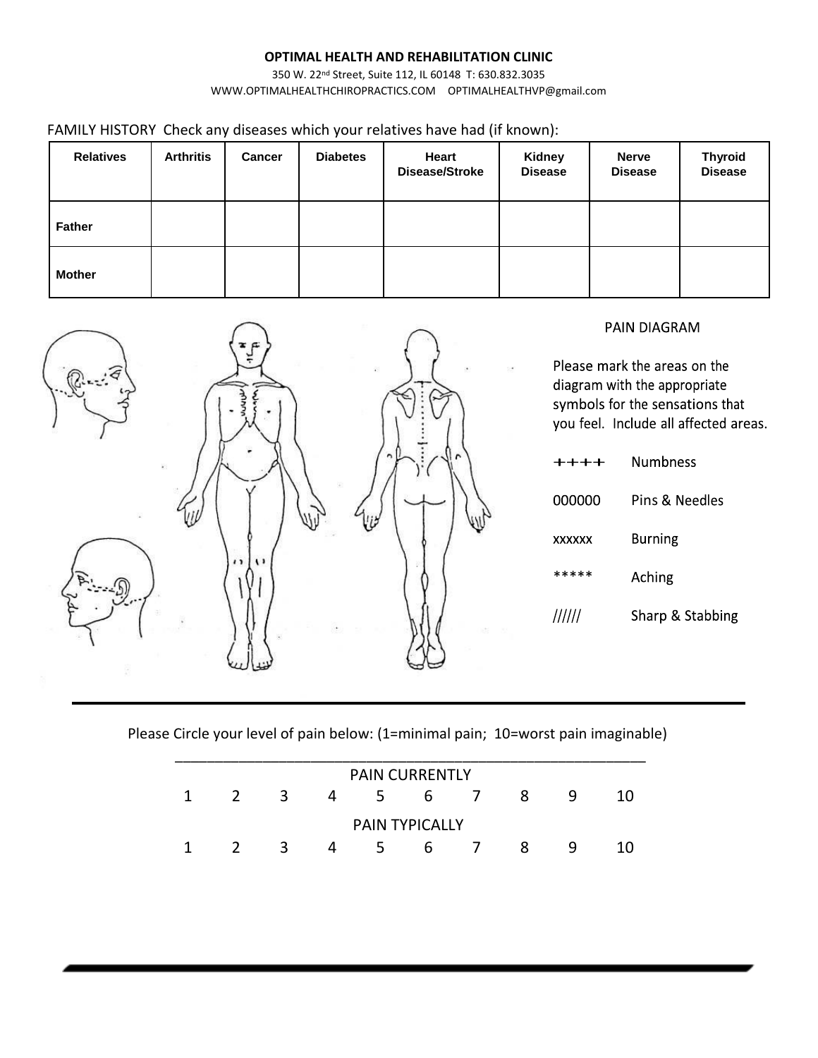**OPTIMAL HEALTH AND REHABILITATION CLINIC**

350 W. 22nd Street, Suite 112, IL 60148 T: 630.832.3035

WWW.OPTIMALHEALTHCHIROPRACTICS.COM OPTIMALHEALTHVP@gmail.com

FAMILY HISTORY Check any diseases which your relatives have had (if known):

| Relatives | Arthritis | Cancer | Diabetes | Heart Disease/Stroke | Kidney Disease | Nerve Disease | Thyroid Disease |
|---|---|---|---|---|---|---|---|
| Father | | | | | | | |
| Mother | | | | | | | |

PAIN DIAGRAM

Please mark the areas on the diagram with the appropriate symbols for the sensations that you feel. Include all affected areas.

| Symbol | Sensation |
|---|---|
| ++++ | Numbness |
| 000000 | Pins & Needles |
| xxxxxx | Burning |
| ***** | Aching |
| ////// | Sharp & Stabbing |

Please Circle your level of pain below: (1=minimal pain; 10=worst pain imaginable)

PAIN CURRENTLY

1 2 3 4 5 6 7 8 9 10

PAIN TYPICALLY

1 2 3 4 5 6 7 8 9 10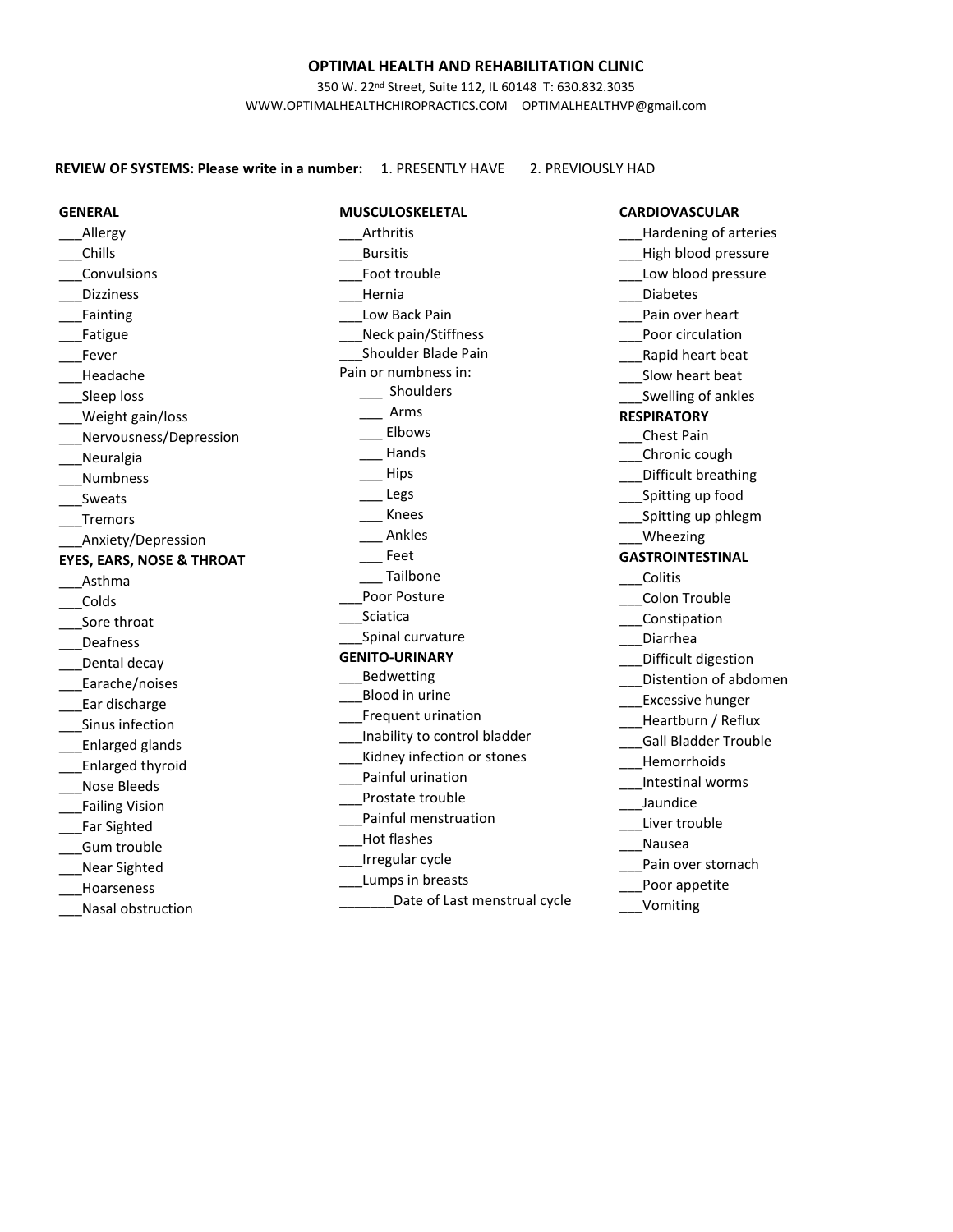## OPTIMAL HEALTH AND REHABILITATION CLINIC

350 W. 22nd Street, Suite 112, IL 60148 T: 630.832.3035

WWW.OPTIMALHEALTHCHIROPRACTICS.COM OPTIMALHEALTHVP@gmail.com

**REVIEW OF SYSTEMS: Please write in a number:** 1. PRESENTLY HAVE 2. PREVIOUSLY HAD

**GENERAL**

___Allergy
___Chills
___Convulsions
___Dizziness
___Fainting
___Fatigue
___Fever
___Headache
___Sleep loss
___Weight gain/loss
___Nervousness/Depression
___Neuralgia
___Numbness
___Sweats
___Tremors
___Anxiety/Depression

**EYES, EARS, NOSE & THROAT**

___Asthma
___Colds
___Sore throat
___Deafness
___Dental decay
___Earache/noises
___Ear discharge
___Sinus infection
___Enlarged glands
___Enlarged thyroid
___Nose Bleeds
___Failing Vision
___Far Sighted
___Gum trouble
___Near Sighted
___Hoarseness
___Nasal obstruction

**MUSCULOSKELETAL**

___Arthritis
___Bursitis
___Foot trouble
___Hernia
___Low Back Pain
___Neck pain/Stiffness
___Shoulder Blade Pain

Pain or numbness in:

___ Shoulders
___ Arms
___ Elbows
___ Hands
___ Hips
___ Legs
___ Knees
___ Ankles
___ Feet
___ Tailbone

___Poor Posture
___Sciatica
___Spinal curvature

**GENITO-URINARY**

___Bedwetting
___Blood in urine
___Frequent urination
___Inability to control bladder
___Kidney infection or stones
___Painful urination
___Prostate trouble
___Painful menstruation
___Hot flashes
___Irregular cycle
___Lumps in breasts
_______Date of Last menstrual cycle

**CARDIOVASCULAR**

___Hardening of arteries
___High blood pressure
___Low blood pressure
___Diabetes
___Pain over heart
___Poor circulation
___Rapid heart beat
___Slow heart beat
___Swelling of ankles

**RESPIRATORY**

___Chest Pain
___Chronic cough
___Difficult breathing
___Spitting up food
___Spitting up phlegm
___Wheezing

**GASTROINTESTINAL**

___Colitis
___Colon Trouble
___Constipation
___Diarrhea
___Difficult digestion
___Distention of abdomen
___Excessive hunger
___Heartburn / Reflux
___Gall Bladder Trouble
___Hemorrhoids
___Intestinal worms
___Jaundice
___Liver trouble
___Nausea
___Pain over stomach
___Poor appetite
___Vomiting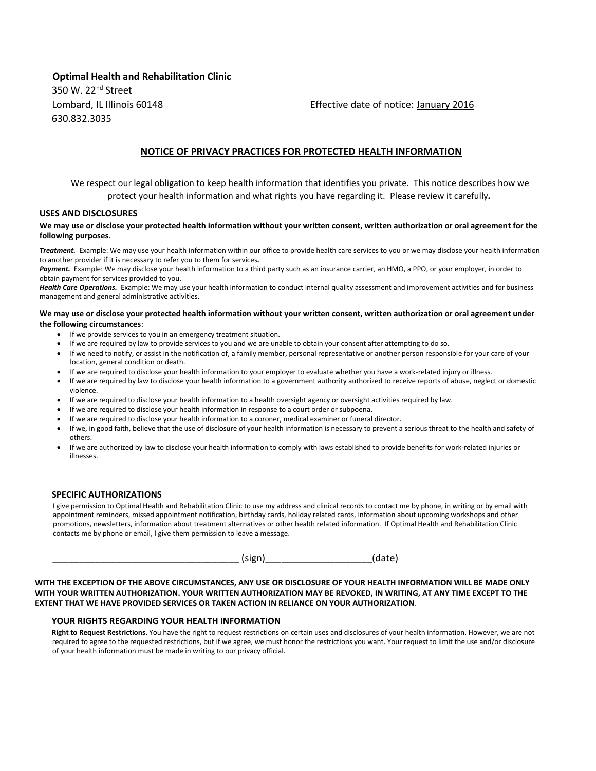**Optimal Health and Rehabilitation Clinic**
350 W. 22nd Street
Lombard, IL Illinois 60148
630.832.3035

Effective date of notice: January 2016

## NOTICE OF PRIVACY PRACTICES FOR PROTECTED HEALTH INFORMATION

We respect our legal obligation to keep health information that identifies you private. This notice describes how we protect your health information and what rights you have regarding it. Please review it carefully**.**

### USES AND DISCLOSURES

**We may use or disclose your protected health information without your written consent, written authorization or oral agreement for the following purposes**.

***Treatment.*** Example: We may use your health information within our office to provide health care services to you or we may disclose your health information to another provider if it is necessary to refer you to them for services**.**
***Payment.*** Example: We may disclose your health information to a third party such as an insurance carrier, an HMO, a PPO, or your employer, in order to obtain payment for services provided to you.
***Health Care Operations.*** Example: We may use your health information to conduct internal quality assessment and improvement activities and for business management and general administrative activities.

**We may use or disclose your protected health information without your written consent, written authorization or oral agreement under the following circumstances**:

- If we provide services to you in an emergency treatment situation.
- If we are required by law to provide services to you and we are unable to obtain your consent after attempting to do so.
- If we need to notify, or assist in the notification of, a family member, personal representative or another person responsible for your care of your location, general condition or death.
- If we are required to disclose your health information to your employer to evaluate whether you have a work-related injury or illness.
- If we are required by law to disclose your health information to a government authority authorized to receive reports of abuse, neglect or domestic violence.
- If we are required to disclose your health information to a health oversight agency or oversight activities required by law.
- If we are required to disclose your health information in response to a court order or subpoena.
- If we are required to disclose your health information to a coroner, medical examiner or funeral director.
- If we, in good faith, believe that the use of disclosure of your health information is necessary to prevent a serious threat to the health and safety of others.
- If we are authorized by law to disclose your health information to comply with laws established to provide benefits for work-related injuries or illnesses.

### SPECIFIC AUTHORIZATIONS

I give permission to Optimal Health and Rehabilitation Clinic to use my address and clinical records to contact me by phone, in writing or by email with appointment reminders, missed appointment notification, birthday cards, holiday related cards, information about upcoming workshops and other promotions, newsletters, information about treatment alternatives or other health related information. If Optimal Health and Rehabilitation Clinic contacts me by phone or email, I give them permission to leave a message.

____________________________________ (sign)____________________(date)

**WITH THE EXCEPTION OF THE ABOVE CIRCUMSTANCES, ANY USE OR DISCLOSURE OF YOUR HEALTH INFORMATION WILL BE MADE ONLY WITH YOUR WRITTEN AUTHORIZATION. YOUR WRITTEN AUTHORIZATION MAY BE REVOKED, IN WRITING, AT ANY TIME EXCEPT TO THE EXTENT THAT WE HAVE PROVIDED SERVICES OR TAKEN ACTION IN RELIANCE ON YOUR AUTHORIZATION**.

### YOUR RIGHTS REGARDING YOUR HEALTH INFORMATION

**Right to Request Restrictions.** You have the right to request restrictions on certain uses and disclosures of your health information. However, we are not required to agree to the requested restrictions, but if we agree, we must honor the restrictions you want. Your request to limit the use and/or disclosure of your health information must be made in writing to our privacy official.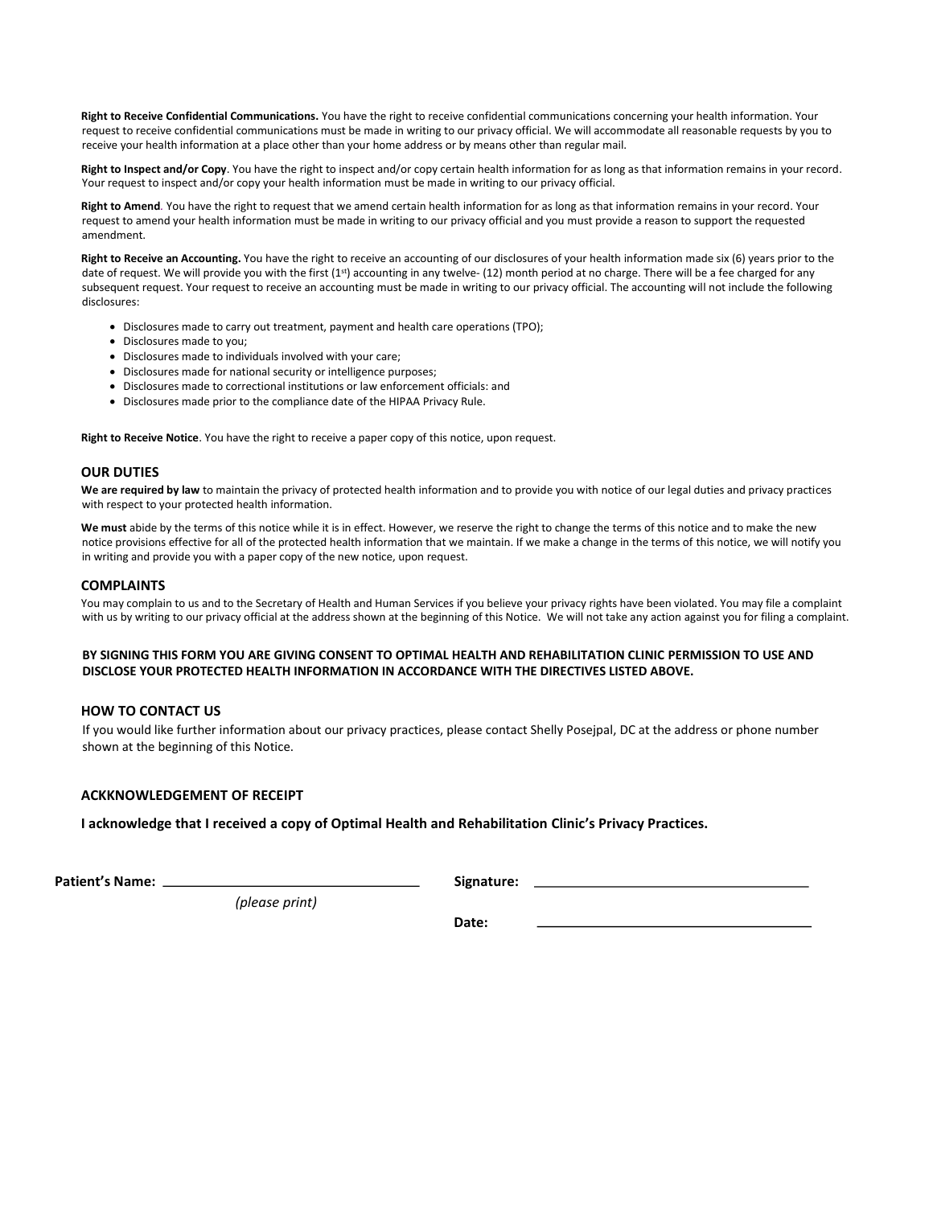**Right to Receive Confidential Communications.** You have the right to receive confidential communications concerning your health information. Your request to receive confidential communications must be made in writing to our privacy official. We will accommodate all reasonable requests by you to receive your health information at a place other than your home address or by means other than regular mail.

**Right to Inspect and/or Copy**. You have the right to inspect and/or copy certain health information for as long as that information remains in your record. Your request to inspect and/or copy your health information must be made in writing to our privacy official.

**Right to Amend**. You have the right to request that we amend certain health information for as long as that information remains in your record. Your request to amend your health information must be made in writing to our privacy official and you must provide a reason to support the requested amendment.

**Right to Receive an Accounting.** You have the right to receive an accounting of our disclosures of your health information made six (6) years prior to the date of request. We will provide you with the first (1st) accounting in any twelve- (12) month period at no charge. There will be a fee charged for any subsequent request. Your request to receive an accounting must be made in writing to our privacy official. The accounting will not include the following disclosures:

- Disclosures made to carry out treatment, payment and health care operations (TPO);
- Disclosures made to you;
- Disclosures made to individuals involved with your care;
- Disclosures made for national security or intelligence purposes;
- Disclosures made to correctional institutions or law enforcement officials: and
- Disclosures made prior to the compliance date of the HIPAA Privacy Rule.

**Right to Receive Notice**. You have the right to receive a paper copy of this notice, upon request.

## OUR DUTIES

**We are required by law** to maintain the privacy of protected health information and to provide you with notice of our legal duties and privacy practices with respect to your protected health information.

**We must** abide by the terms of this notice while it is in effect. However, we reserve the right to change the terms of this notice and to make the new notice provisions effective for all of the protected health information that we maintain. If we make a change in the terms of this notice, we will notify you in writing and provide you with a paper copy of the new notice, upon request.

## COMPLAINTS

You may complain to us and to the Secretary of Health and Human Services if you believe your privacy rights have been violated. You may file a complaint with us by writing to our privacy official at the address shown at the beginning of this Notice. We will not take any action against you for filing a complaint.

**BY SIGNING THIS FORM YOU ARE GIVING CONSENT TO OPTIMAL HEALTH AND REHABILITATION CLINIC PERMISSION TO USE AND DISCLOSE YOUR PROTECTED HEALTH INFORMATION IN ACCORDANCE WITH THE DIRECTIVES LISTED ABOVE.**

## HOW TO CONTACT US

If you would like further information about our privacy practices, please contact Shelly Posejpal, DC at the address or phone number shown at the beginning of this Notice.

## ACKKNOWLEDGEMENT OF RECEIPT

**I acknowledge that I received a copy of Optimal Health and Rehabilitation Clinic's Privacy Practices.**

**Patient's Name:** ______________________________ **Signature:** ______________________________
*(please print)*

**Date:** ______________________________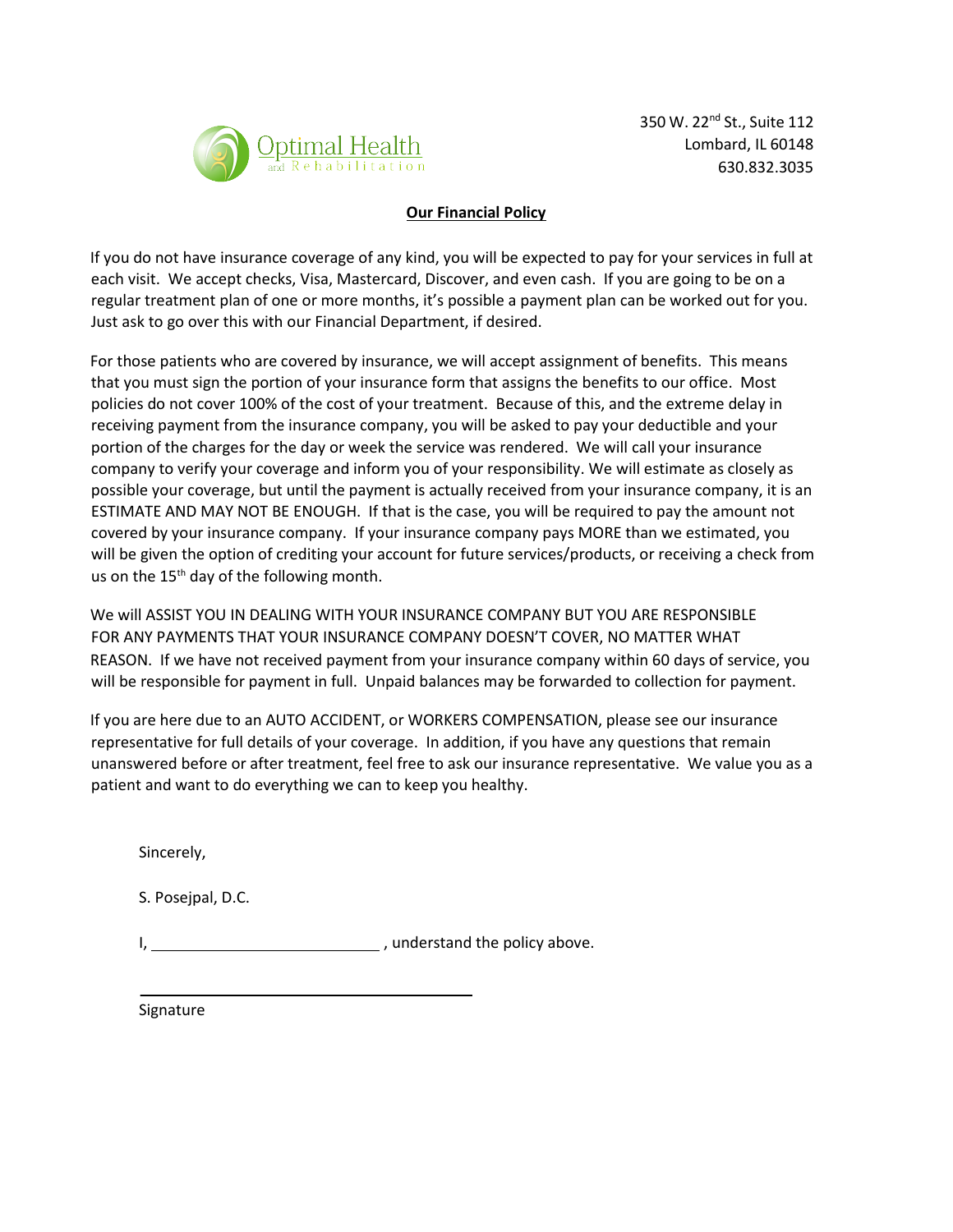Optimal Health and Rehabilitation

350 W. 22nd St., Suite 112
Lombard, IL 60148
630.832.3035

## Our Financial Policy

If you do not have insurance coverage of any kind, you will be expected to pay for your services in full at each visit. We accept checks, Visa, Mastercard, Discover, and even cash. If you are going to be on a regular treatment plan of one or more months, it's possible a payment plan can be worked out for you. Just ask to go over this with our Financial Department, if desired.

For those patients who are covered by insurance, we will accept assignment of benefits. This means that you must sign the portion of your insurance form that assigns the benefits to our office. Most policies do not cover 100% of the cost of your treatment. Because of this, and the extreme delay in receiving payment from the insurance company, you will be asked to pay your deductible and your portion of the charges for the day or week the service was rendered. We will call your insurance company to verify your coverage and inform you of your responsibility. We will estimate as closely as possible your coverage, but until the payment is actually received from your insurance company, it is an ESTIMATE AND MAY NOT BE ENOUGH. If that is the case, you will be required to pay the amount not covered by your insurance company. If your insurance company pays MORE than we estimated, you will be given the option of crediting your account for future services/products, or receiving a check from us on the 15th day of the following month.

We will ASSIST YOU IN DEALING WITH YOUR INSURANCE COMPANY BUT YOU ARE RESPONSIBLE FOR ANY PAYMENTS THAT YOUR INSURANCE COMPANY DOESN'T COVER, NO MATTER WHAT REASON. If we have not received payment from your insurance company within 60 days of service, you will be responsible for payment in full. Unpaid balances may be forwarded to collection for payment.

If you are here due to an AUTO ACCIDENT, or WORKERS COMPENSATION, please see our insurance representative for full details of your coverage. In addition, if you have any questions that remain unanswered before or after treatment, feel free to ask our insurance representative. We value you as a patient and want to do everything we can to keep you healthy.

Sincerely,

S. Posejpal, D.C.

I, ___________________________ , understand the policy above.

_______________________________________

Signature